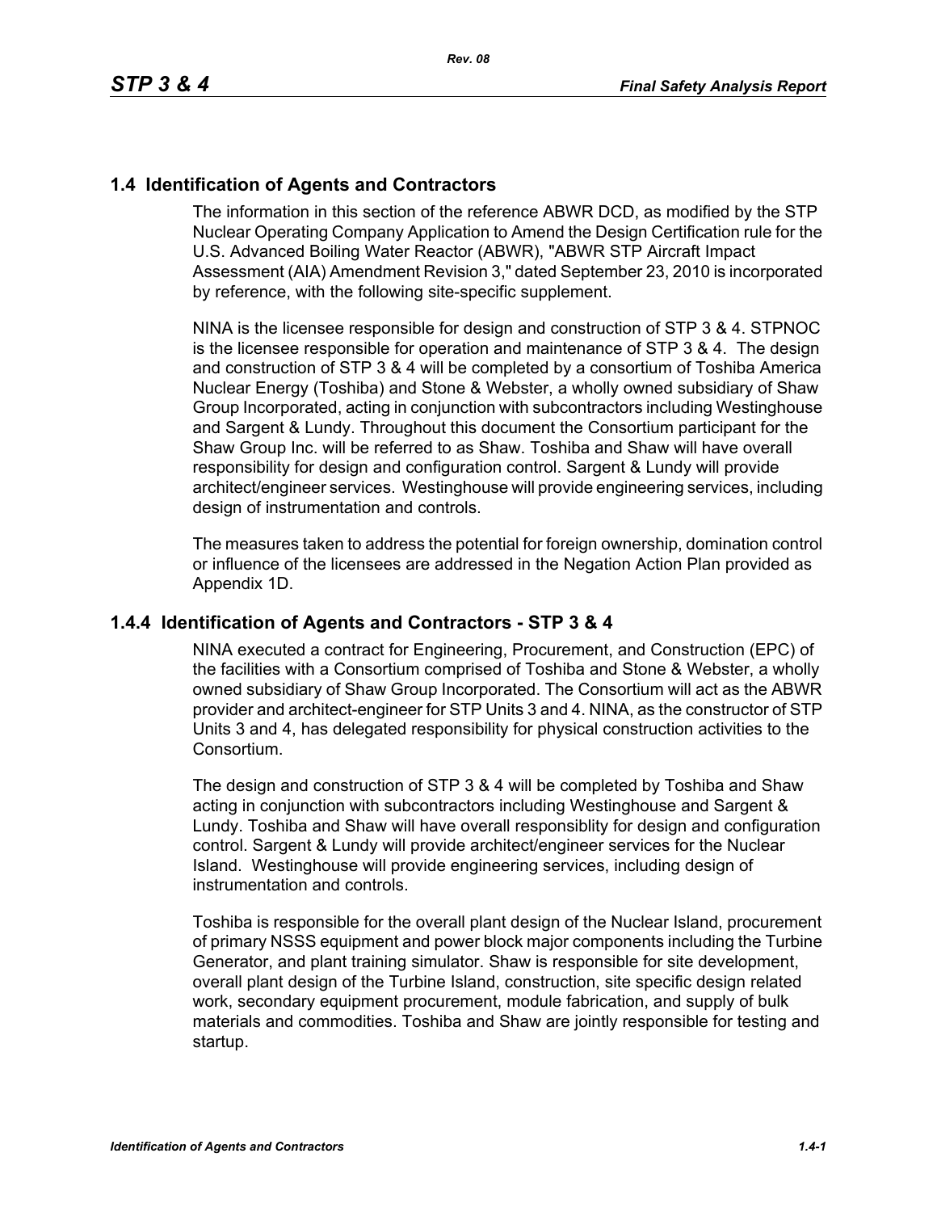## 1.4 Identification of Agents and Contractors

The information in this section of the reference ABWR DCD, as modified by the STP Nuclear Operating Company Application to Amend the Design Certification rule for the U.S. Advanced Boiling Water Reactor (ABWR), "ABWR STP Aircraft Impact Assessment (AIA) Amendment Revision 3," dated September 23, 2010 is incorporated by reference, with the following site-specific supplement.

NINA is the licensee responsible for design and construction of STP 3 & 4. STPNOC is the licensee responsible for operation and maintenance of STP 3 & 4. The design and construction of STP 3 & 4 will be completed by a consortium of Toshiba America Nuclear Energy (Toshiba) and Stone & Webster, a wholly owned subsidiary of Shaw Group Incorporated, acting in conjunction with subcontractors including Westinghouse and Sargent & Lundy. Throughout this document the Consortium participant for the Shaw Group Inc. will be referred to as Shaw. Toshiba and Shaw will have overall responsibility for design and configuration control. Sargent & Lundy will provide architect/engineer services. Westinghouse will provide engineering services, including design of instrumentation and controls.

The measures taken to address the potential for foreign ownership, domination control or influence of the licensees are addressed in the Negation Action Plan provided as Appendix 1D.

### 1.4.4 Identification of Agents and Contractors - STP 3 & 4

NINA executed a contract for Engineering, Procurement, and Construction (EPC) of the facilities with a Consortium comprised of Toshiba and Stone & Webster, a wholly owned subsidiary of Shaw Group Incorporated. The Consortium will act as the ABWR provider and architect-engineer for STP Units 3 and 4. NINA, as the constructor of STP Units 3 and 4, has delegated responsibility for physical construction activities to the Consortium.

The design and construction of STP 3 & 4 will be completed by Toshiba and Shaw acting in conjunction with subcontractors including Westinghouse and Sargent & Lundy. Toshiba and Shaw will have overall responsiblity for design and configuration control. Sargent & Lundy will provide architect/engineer services for the Nuclear Island. Westinghouse will provide engineering services, including design of instrumentation and controls.

Toshiba is responsible for the overall plant design of the Nuclear Island, procurement of primary NSSS equipment and power block major components including the Turbine Generator, and plant training simulator. Shaw is responsible for site development, overall plant design of the Turbine Island, construction, site specific design related work, secondary equipment procurement, module fabrication, and supply of bulk materials and commodities. Toshiba and Shaw are jointly responsible for testing and startup.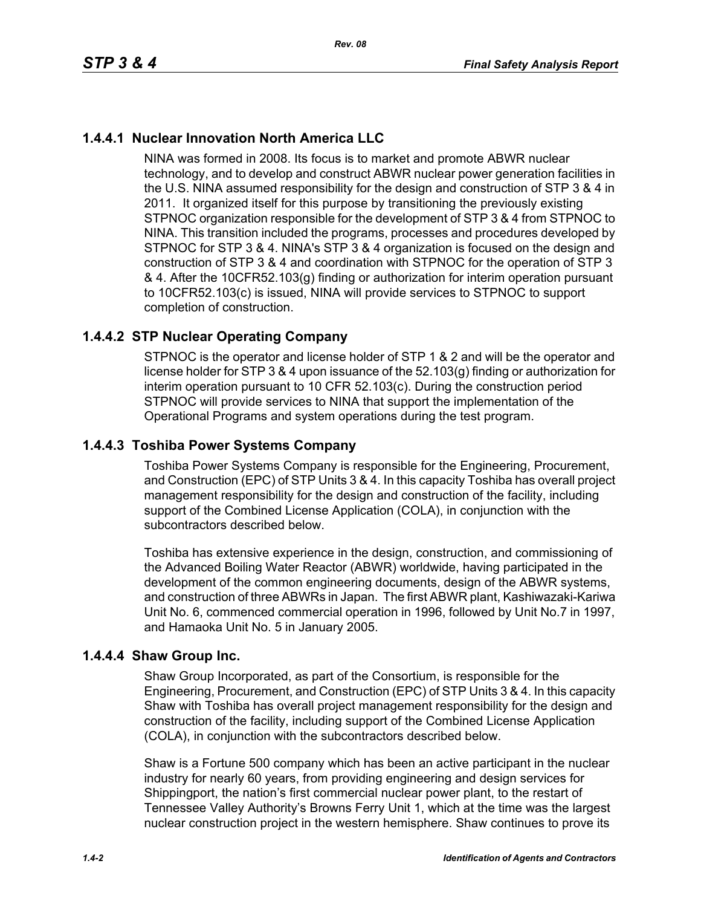### 1.4.4.1 Nuclear Innovation North America LLC

NINA was formed in 2008. Its focus is to market and promote ABWR nuclear technology, and to develop and construct ABWR nuclear power generation facilities in the U.S. NINA assumed responsibility for the design and construction of STP 3 & 4 in 2011. It organized itself for this purpose by transitioning the previously existing STPNOC organization responsible for the development of STP 3 & 4 from STPNOC to NINA. This transition included the programs, processes and procedures developed by STPNOC for STP 3 & 4. NINA's STP 3 & 4 organization is focused on the design and construction of STP 3 & 4 and coordination with STPNOC for the operation of STP 3 & 4. After the 10CFR52.103(g) finding or authorization for interim operation pursuant to 10CFR52.103(c) is issued, NINA will provide services to STPNOC to support completion of construction.

### 1.4.4.2 STP Nuclear Operating Company

STPNOC is the operator and license holder of STP 1 & 2 and will be the operator and license holder for STP 3 & 4 upon issuance of the 52.103(g) finding or authorization for interim operation pursuant to 10 CFR 52.103(c). During the construction period STPNOC will provide services to NINA that support the implementation of the Operational Programs and system operations during the test program.

### 1.4.4.3 Toshiba Power Systems Company

Toshiba Power Systems Company is responsible for the Engineering, Procurement, and Construction (EPC) of STP Units 3 & 4. In this capacity Toshiba has overall project management responsibility for the design and construction of the facility, including support of the Combined License Application (COLA), in conjunction with the subcontractors described below.

Toshiba has extensive experience in the design, construction, and commissioning of the Advanced Boiling Water Reactor (ABWR) worldwide, having participated in the development of the common engineering documents, design of the ABWR systems, and construction of three ABWRs in Japan. The first ABWR plant, Kashiwazaki-Kariwa Unit No. 6, commenced commercial operation in 1996, followed by Unit No.7 in 1997, and Hamaoka Unit No. 5 in January 2005.

### 1.4.4.4 Shaw Group Inc.

Shaw Group Incorporated, as part of the Consortium, is responsible for the Engineering, Procurement, and Construction (EPC) of STP Units 3 & 4. In this capacity Shaw with Toshiba has overall project management responsibility for the design and construction of the facility, including support of the Combined License Application (COLA), in conjunction with the subcontractors described below.

Shaw is a Fortune 500 company which has been an active participant in the nuclear industry for nearly 60 years, from providing engineering and design services for Shippingport, the nation's first commercial nuclear power plant, to the restart of Tennessee Valley Authority's Browns Ferry Unit 1, which at the time was the largest nuclear construction project in the western hemisphere. Shaw continues to prove its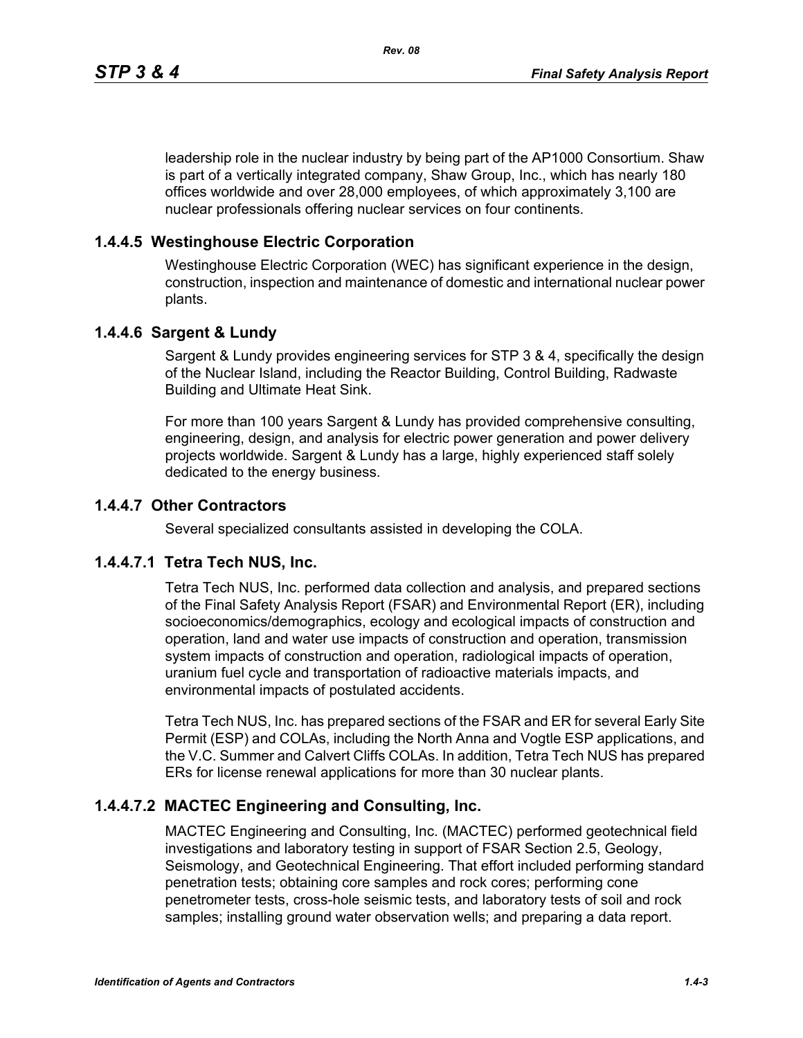leadership role in the nuclear industry by being part of the AP1000 Consortium. Shaw is part of a vertically integrated company, Shaw Group, Inc., which has nearly 180 offices worldwide and over 28,000 employees, of which approximately 3,100 are nuclear professionals offering nuclear services on four continents.

### 1.4.4.5 Westinghouse Electric Corporation

Westinghouse Electric Corporation (WEC) has significant experience in the design, construction, inspection and maintenance of domestic and international nuclear power plants.

### 1.4.4.6 Sargent & Lundy

Sargent & Lundy provides engineering services for STP 3 & 4, specifically the design of the Nuclear Island, including the Reactor Building, Control Building, Radwaste Building and Ultimate Heat Sink.

For more than 100 years Sargent & Lundy has provided comprehensive consulting, engineering, design, and analysis for electric power generation and power delivery projects worldwide. Sargent & Lundy has a large, highly experienced staff solely dedicated to the energy business.

### 1.4.4.7 Other Contractors

Several specialized consultants assisted in developing the COLA.

#### 1.4.4.7.1 Tetra Tech NUS, Inc.

Tetra Tech NUS, Inc. performed data collection and analysis, and prepared sections of the Final Safety Analysis Report (FSAR) and Environmental Report (ER), including socioeconomics/demographics, ecology and ecological impacts of construction and operation, land and water use impacts of construction and operation, transmission system impacts of construction and operation, radiological impacts of operation, uranium fuel cycle and transportation of radioactive materials impacts, and environmental impacts of postulated accidents.

Tetra Tech NUS, Inc. has prepared sections of the FSAR and ER for several Early Site Permit (ESP) and COLAs, including the North Anna and Vogtle ESP applications, and the V.C. Summer and Calvert Cliffs COLAs. In addition, Tetra Tech NUS has prepared ERs for license renewal applications for more than 30 nuclear plants.

#### 1.4.4.7.2 MACTEC Engineering and Consulting, Inc.

MACTEC Engineering and Consulting, Inc. (MACTEC) performed geotechnical field investigations and laboratory testing in support of FSAR Section 2.5, Geology, Seismology, and Geotechnical Engineering. That effort included performing standard penetration tests; obtaining core samples and rock cores; performing cone penetrometer tests, cross-hole seismic tests, and laboratory tests of soil and rock samples; installing ground water observation wells; and preparing a data report.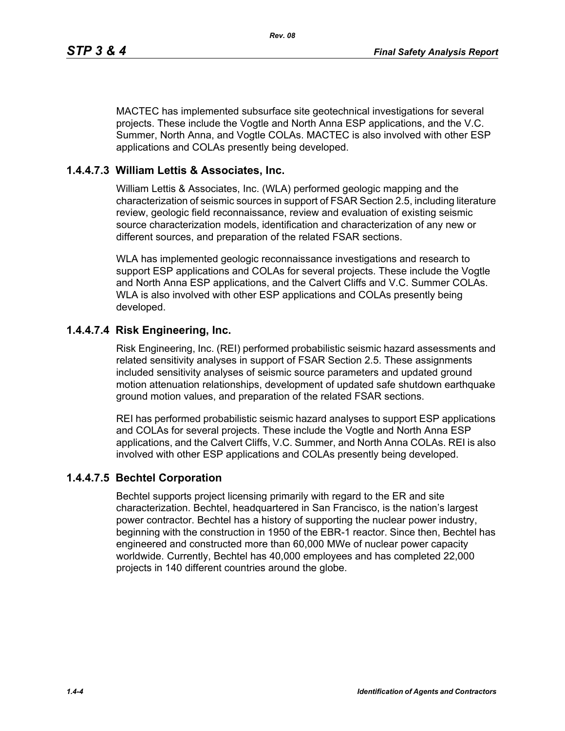MACTEC has implemented subsurface site geotechnical investigations for several projects. These include the Vogtle and North Anna ESP applications, and the V.C. Summer, North Anna, and Vogtle COLAs. MACTEC is also involved with other ESP applications and COLAs presently being developed.

### 1.4.4.7.3 William Lettis & Associates, Inc.

William Lettis & Associates, Inc. (WLA) performed geologic mapping and the characterization of seismic sources in support of FSAR Section 2.5, including literature review, geologic field reconnaissance, review and evaluation of existing seismic source characterization models, identification and characterization of any new or different sources, and preparation of the related FSAR sections.

WLA has implemented geologic reconnaissance investigations and research to support ESP applications and COLAs for several projects. These include the Vogtle and North Anna ESP applications, and the Calvert Cliffs and V.C. Summer COLAs. WLA is also involved with other ESP applications and COLAs presently being developed.

### 1.4.4.7.4 Risk Engineering, Inc.

Risk Engineering, Inc. (REI) performed probabilistic seismic hazard assessments and related sensitivity analyses in support of FSAR Section 2.5. These assignments included sensitivity analyses of seismic source parameters and updated ground motion attenuation relationships, development of updated safe shutdown earthquake ground motion values, and preparation of the related FSAR sections.

REI has performed probabilistic seismic hazard analyses to support ESP applications and COLAs for several projects. These include the Vogtle and North Anna ESP applications, and the Calvert Cliffs, V.C. Summer, and North Anna COLAs. REI is also involved with other ESP applications and COLAs presently being developed.

### 1.4.4.7.5 Bechtel Corporation

Bechtel supports project licensing primarily with regard to the ER and site characterization. Bechtel, headquartered in San Francisco, is the nation's largest power contractor. Bechtel has a history of supporting the nuclear power industry, beginning with the construction in 1950 of the EBR-1 reactor. Since then, Bechtel has engineered and constructed more than 60,000 MWe of nuclear power capacity worldwide. Currently, Bechtel has 40,000 employees and has completed 22,000 projects in 140 different countries around the globe.